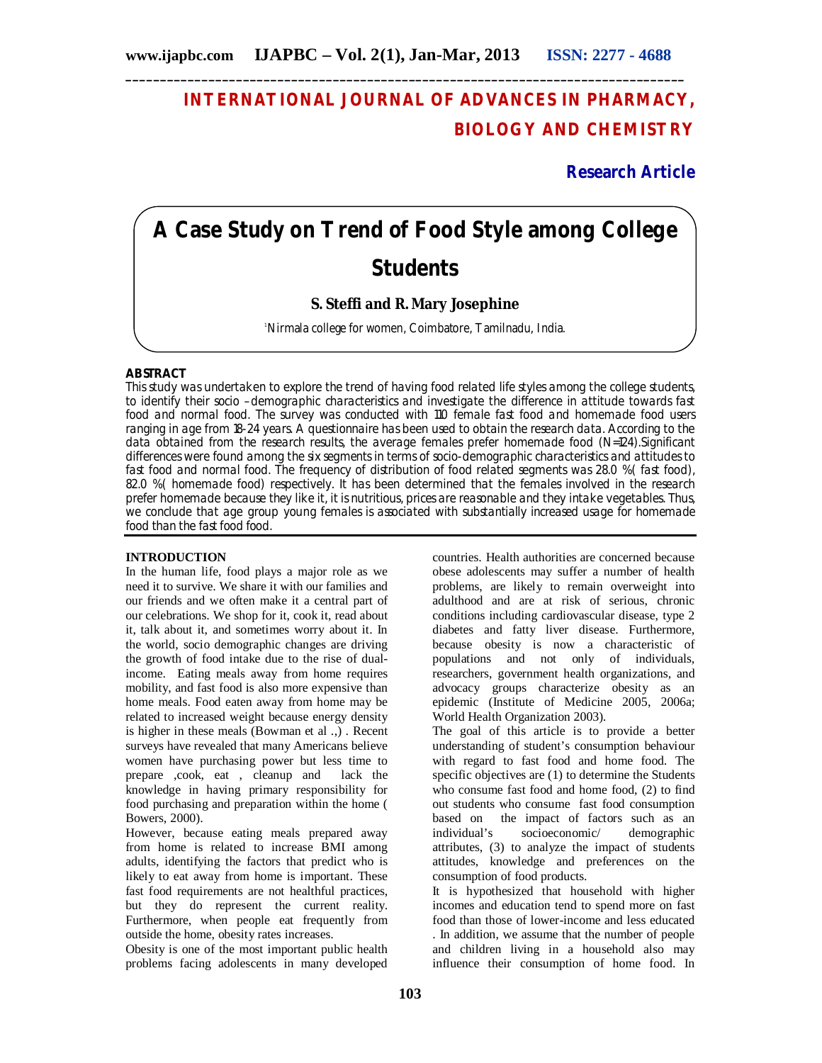# INTERNATIONAL JOURNAL OF ADVANCES IN PHARMACY, BIOLOGY AND CHEMISTRY

**Research Article**

# A Case Study on Trend of Food Style among College Students

**S. Steffi and R. Mary Josephine**

[1]Nirmala college for women, Coimbatore, Tamilnadu, India.

## ABSTRACT

This study was undertaken to explore the trend of having food related life styles among the college students, to identify their socio –demographic characteristics and investigate the difference in attitude towards fast food and normal food. The survey was conducted with 110 female fast food and homemade food users ranging in age from 18-24 years. A questionnaire has been used to obtain the research data. According to the data obtained from the research results, the average females prefer homemade food (N=124).Significant differences were found among the six segments in terms of socio-demographic characteristics and attitudes to fast food and normal food. The frequency of distribution of food related segments was 28.0 %( fast food), 82.0 %( homemade food) respectively. It has been determined that the females involved in the research prefer homemade because they like it, it is nutritious, prices are reasonable and they intake vegetables. Thus, we conclude that age group young females is associated with substantially increased usage for homemade food than the fast food food.

## INTRODUCTION

In the human life, food plays a major role as we need it to survive. We share it with our families and our friends and we often make it a central part of our celebrations. We shop for it, cook it, read about it, talk about it, and sometimes worry about it. In the world, socio demographic changes are driving the growth of food intake due to the rise of dual-income. Eating meals away from home requires mobility, and fast food is also more expensive than home meals. Food eaten away from home may be related to increased weight because energy density is higher in these meals (Bowman et al .,) . Recent surveys have revealed that many Americans believe women have purchasing power but less time to prepare ,cook, eat , cleanup and lack the knowledge in having primary responsibility for food purchasing and preparation within the home ( Bowers, 2000).

However, because eating meals prepared away from home is related to increase BMI among adults, identifying the factors that predict who is likely to eat away from home is important. These fast food requirements are not healthful practices, but they do represent the current reality. Furthermore, when people eat frequently from outside the home, obesity rates increases.

Obesity is one of the most important public health problems facing adolescents in many developed countries. Health authorities are concerned because obese adolescents may suffer a number of health problems, are likely to remain overweight into adulthood and are at risk of serious, chronic conditions including cardiovascular disease, type 2 diabetes and fatty liver disease. Furthermore, because obesity is now a characteristic of populations and not only of individuals, researchers, government health organizations, and advocacy groups characterize obesity as an epidemic (Institute of Medicine 2005, 2006a; World Health Organization 2003).

The goal of this article is to provide a better understanding of student's consumption behaviour with regard to fast food and home food. The specific objectives are (1) to determine the Students who consume fast food and home food, (2) to find out students who consume fast food consumption based on the impact of factors such as an individual's socioeconomic/ demographic attributes, (3) to analyze the impact of students attitudes, knowledge and preferences on the consumption of food products.

It is hypothesized that household with higher incomes and education tend to spend more on fast food than those of lower-income and less educated . In addition, we assume that the number of people and children living in a household also may influence their consumption of home food. In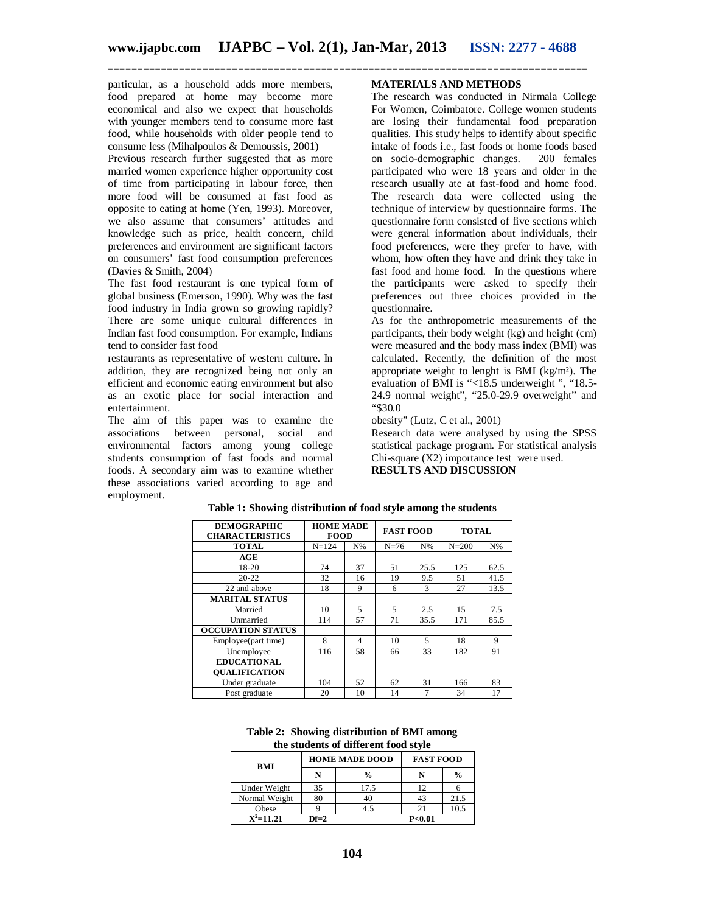particular, as a household adds more members, food prepared at home may become more economical and also we expect that households with younger members tend to consume more fast food, while households with older people tend to consume less (Mihalpoulos & Demoussis, 2001)

Previous research further suggested that as more married women experience higher opportunity cost of time from participating in labour force, then more food will be consumed at fast food as opposite to eating at home (Yen, 1993). Moreover, we also assume that consumers' attitudes and knowledge such as price, health concern, child preferences and environment are significant factors on consumers' fast food consumption preferences (Davies & Smith, 2004)

The fast food restaurant is one typical form of global business (Emerson, 1990). Why was the fast food industry in India grown so growing rapidly? There are some unique cultural differences in Indian fast food consumption. For example, Indians tend to consider fast food restaurants as representative of western culture. In addition, they are recognized being not only an efficient and economic eating environment but also as an exotic place for social interaction and entertainment.

The aim of this paper was to examine the associations between personal, social and environmental factors among young college students consumption of fast foods and normal foods. A secondary aim was to examine whether these associations varied according to age and employment.

## MATERIALS AND METHODS

The research was conducted in Nirmala College For Women, Coimbatore. College women students are losing their fundamental food preparation qualities. This study helps to identify about specific intake of foods i.e., fast foods or home foods based on socio-demographic changes. 200 females participated who were 18 years and older in the research usually ate at fast-food and home food. The research data were collected using the technique of interview by questionnaire forms. The questionnaire form consisted of five sections which were general information about individuals, their food preferences, were they prefer to have, with whom, how often they have and drink they take in fast food and home food. In the questions where the participants were asked to specify their preferences out three choices provided in the questionnaire.

As for the anthropometric measurements of the participants, their body weight (kg) and height (cm) were measured and the body mass index (BMI) was calculated. Recently, the definition of the most appropriate weight to lenght is BMI (kg/m²). The evaluation of BMI is "<18.5 underweight ", "18.5-24.9 normal weight", "25.0-29.9 overweight" and "$30.0 obesity" (Lutz, C et al., 2001)

Research data were analysed by using the SPSS statistical package program. For statistical analysis Chi-square (X2) importance test were used.

## RESULTS AND DISCUSSION

**Table 1: Showing distribution of food style among the students**

| DEMOGRAPHIC CHARACTERISTICS | HOME MADE FOOD | | FAST FOOD | | TOTAL | |
|---|---|---|---|---|---|---|
| **TOTAL** | N=124 | N% | N=76 | N% | N=200 | N% |
| **AGE** | | | | | | |
| 18-20 | 74 | 37 | 51 | 25.5 | 125 | 62.5 |
| 20-22 | 32 | 16 | 19 | 9.5 | 51 | 41.5 |
| 22 and above | 18 | 9 | 6 | 3 | 27 | 13.5 |
| **MARITAL STATUS** | | | | | | |
| Married | 10 | 5 | 5 | 2.5 | 15 | 7.5 |
| Unmarried | 114 | 57 | 71 | 35.5 | 171 | 85.5 |
| **OCCUPATION STATUS** | | | | | | |
| Employee(part time) | 8 | 4 | 10 | 5 | 18 | 9 |
| Unemployee | 116 | 58 | 66 | 33 | 182 | 91 |
| **EDUCATIONAL QUALIFICATION** | | | | | | |
| Under graduate | 104 | 52 | 62 | 31 | 166 | 83 |
| Post graduate | 20 | 10 | 14 | 7 | 34 | 17 |

**Table 2: Showing distribution of BMI among the students of different food style**

| BMI | HOME MADE DOOD | | FAST FOOD | |
|---|---|---|---|---|
| | N | % | N | % |
| Under Weight | 35 | 17.5 | 12 | 6 |
| Normal Weight | 80 | 40 | 43 | 21.5 |
| Obese | 9 | 4.5 | 21 | 10.5 |
| $X^2$=11.21 | Df=2 | | P<0.01 | |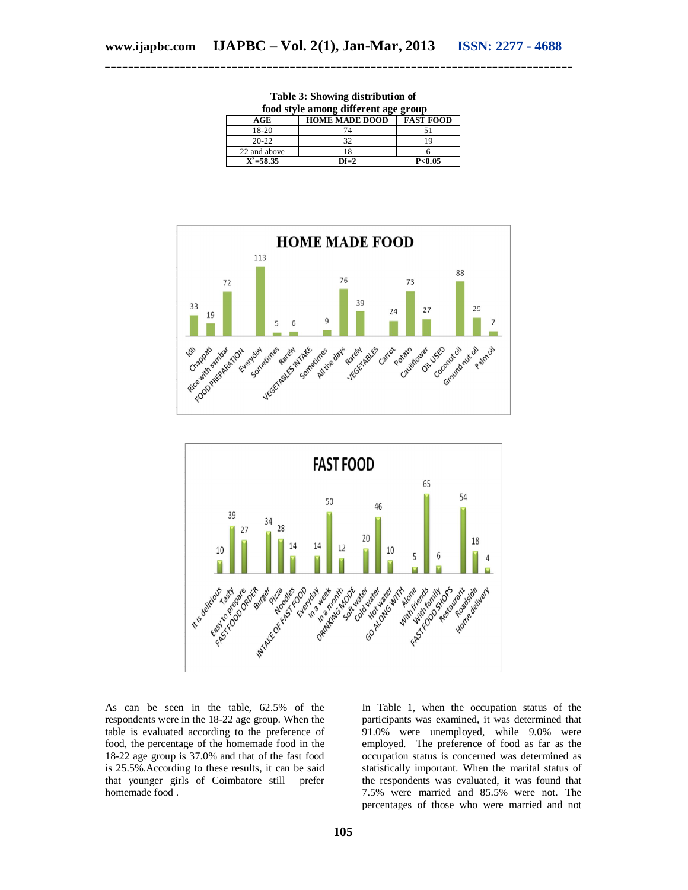**Table 3: Showing distribution of food style among different age group**

| AGE | HOME MADE DOOD | FAST FOOD |
|---|---|---|
| 18-20 | 74 | 51 |
| 20-22 | 32 | 19 |
| 22 and above | 18 | 6 |
| $X^2$=58.35 | Df=2 | P<0.05 |

As can be seen in the table, 62.5% of the respondents were in the 18-22 age group. When the table is evaluated according to the preference of food, the percentage of the homemade food in the 18-22 age group is 37.0% and that of the fast food is 25.5%.According to these results, it can be said that younger girls of Coimbatore still prefer homemade food .

In Table 1, when the occupation status of the participants was examined, it was determined that 91.0% were unemployed, while 9.0% were employed. The preference of food as far as the occupation status is concerned was determined as statistically important. When the marital status of the respondents was evaluated, it was found that 7.5% were married and 85.5% were not. The percentages of those who were married and not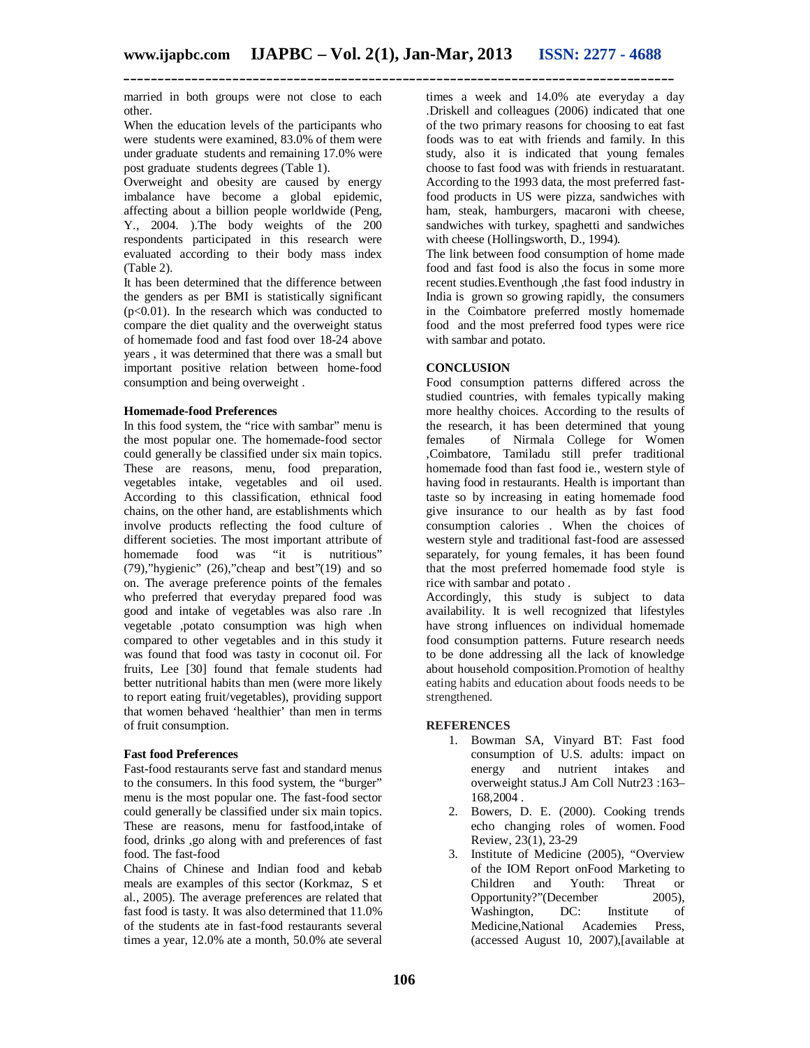married in both groups were not close to each other.

When the education levels of the participants who were students were examined, 83.0% of them were under graduate students and remaining 17.0% were post graduate students degrees (Table 1).

Overweight and obesity are caused by energy imbalance have become a global epidemic, affecting about a billion people worldwide (Peng, Y., 2004. ).The body weights of the 200 respondents participated in this research were evaluated according to their body mass index (Table 2).

It has been determined that the difference between the genders as per BMI is statistically significant ($p<0.01$). In the research which was conducted to compare the diet quality and the overweight status of homemade food and fast food over 18-24 above years , it was determined that there was a small but important positive relation between home-food consumption and being overweight .

**Homemade-food Preferences**

In this food system, the "rice with sambar" menu is the most popular one. The homemade-food sector could generally be classified under six main topics. These are reasons, menu, food preparation, vegetables intake, vegetables and oil used. According to this classification, ethnical food chains, on the other hand, are establishments which involve products reflecting the food culture of different societies. The most important attribute of homemade food was "it is nutritious" (79),"hygienic" (26),"cheap and best"(19) and so on. The average preference points of the females who preferred that everyday prepared food was good and intake of vegetables was also rare .In vegetable ,potato consumption was high when compared to other vegetables and in this study it was found that food was tasty in coconut oil. For fruits, Lee [30] found that female students had better nutritional habits than men (were more likely to report eating fruit/vegetables), providing support that women behaved 'healthier' than men in terms of fruit consumption.

**Fast food Preferences**

Fast-food restaurants serve fast and standard menus to the consumers. In this food system, the "burger" menu is the most popular one. The fast-food sector could generally be classified under six main topics. These are reasons, menu for fastfood,intake of food, drinks ,go along with and preferences of fast food. The fast-food

Chains of Chinese and Indian food and kebab meals are examples of this sector (Korkmaz, S et al., 2005). The average preferences are related that fast food is tasty. It was also determined that 11.0% of the students ate in fast-food restaurants several times a year, 12.0% ate a month, 50.0% ate several times a week and 14.0% ate everyday a day .Driskell and colleagues (2006) indicated that one of the two primary reasons for choosing to eat fast foods was to eat with friends and family. In this study, also it is indicated that young females choose to fast food was with friends in restuaratant. According to the 1993 data, the most preferred fast-food products in US were pizza, sandwiches with ham, steak, hamburgers, macaroni with cheese, sandwiches with turkey, spaghetti and sandwiches with cheese (Hollingsworth, D., 1994).

The link between food consumption of home made food and fast food is also the focus in some more recent studies.Eventhough ,the fast food industry in India is grown so growing rapidly, the consumers in the Coimbatore preferred mostly homemade food and the most preferred food types were rice with sambar and potato.

**CONCLUSION**

Food consumption patterns differed across the studied countries, with females typically making more healthy choices. According to the results of the research, it has been determined that young females of Nirmala College for Women ,Coimbatore, Tamiladu still prefer traditional homemade food than fast food ie., western style of having food in restaurants. Health is important than taste so by increasing in eating homemade food give insurance to our health as by fast food consumption calories . When the choices of western style and traditional fast-food are assessed separately, for young females, it has been found that the most preferred homemade food style is rice with sambar and potato .

Accordingly, this study is subject to data availability. It is well recognized that lifestyles have strong influences on individual homemade food consumption patterns. Future research needs to be done addressing all the lack of knowledge about household composition.Promotion of healthy eating habits and education about foods needs to be strengthened.

**REFERENCES**

1. Bowman SA, Vinyard BT: Fast food consumption of U.S. adults: impact on energy and nutrient intakes and overweight status.J Am Coll Nutr23 :163–168,2004 .
2. Bowers, D. E. (2000). Cooking trends echo changing roles of women. Food Review, 23(1), 23-29
3. Institute of Medicine (2005), "Overview of the IOM Report onFood Marketing to Children and Youth: Threat or Opportunity?"(December 2005), Washington, DC: Institute of Medicine,National Academies Press, (accessed August 10, 2007),[available at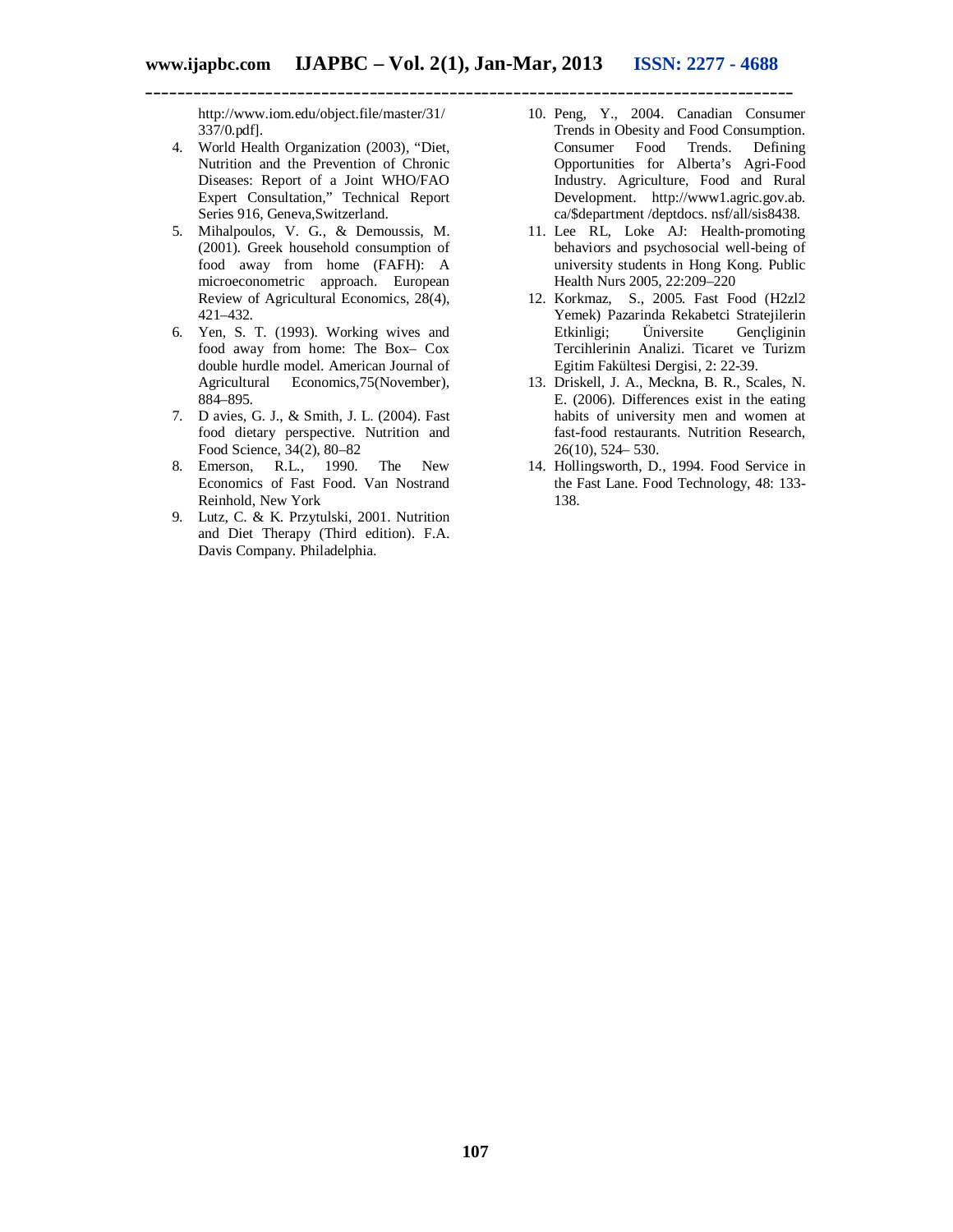http://www.iom.edu/object.file/master/31/337/0.pdf].

4. World Health Organization (2003), "Diet, Nutrition and the Prevention of Chronic Diseases: Report of a Joint WHO/FAO Expert Consultation," Technical Report Series 916, Geneva,Switzerland.
5. Mihalpoulos, V. G., & Demoussis, M. (2001). Greek household consumption of food away from home (FAFH): A microeconometric approach. European Review of Agricultural Economics, 28(4), 421–432.
6. Yen, S. T. (1993). Working wives and food away from home: The Box– Cox double hurdle model. American Journal of Agricultural Economics,75(November), 884–895.
7. D avies, G. J., & Smith, J. L. (2004). Fast food dietary perspective. Nutrition and Food Science, 34(2), 80–82
8. Emerson, R.L., 1990. The New Economics of Fast Food. Van Nostrand Reinhold, New York
9. Lutz, C. & K. Przytulski, 2001. Nutrition and Diet Therapy (Third edition). F.A. Davis Company. Philadelphia.
10. Peng, Y., 2004. Canadian Consumer Trends in Obesity and Food Consumption. Consumer Food Trends. Defining Opportunities for Alberta's Agri-Food Industry. Agriculture, Food and Rural Development. http://www1.agric.gov.ab.ca/$department /deptdocs. nsf/all/sis8438.
11. Lee RL, Loke AJ: Health-promoting behaviors and psychosocial well-being of university students in Hong Kong. Public Health Nurs 2005, 22:209–220
12. Korkmaz, S., 2005. Fast Food (H2zl2 Yemek) Pazarinda Rekabetci Stratejilerin Etkinligi; Üniversite Gençliginin Tercihlerinin Analizi. Ticaret ve Turizm Egitim Fakültesi Dergisi, 2: 22-39.
13. Driskell, J. A., Meckna, B. R., Scales, N. E. (2006). Differences exist in the eating habits of university men and women at fast-food restaurants. Nutrition Research, 26(10), 524– 530.
14. Hollingsworth, D., 1994. Food Service in the Fast Lane. Food Technology, 48: 133-138.